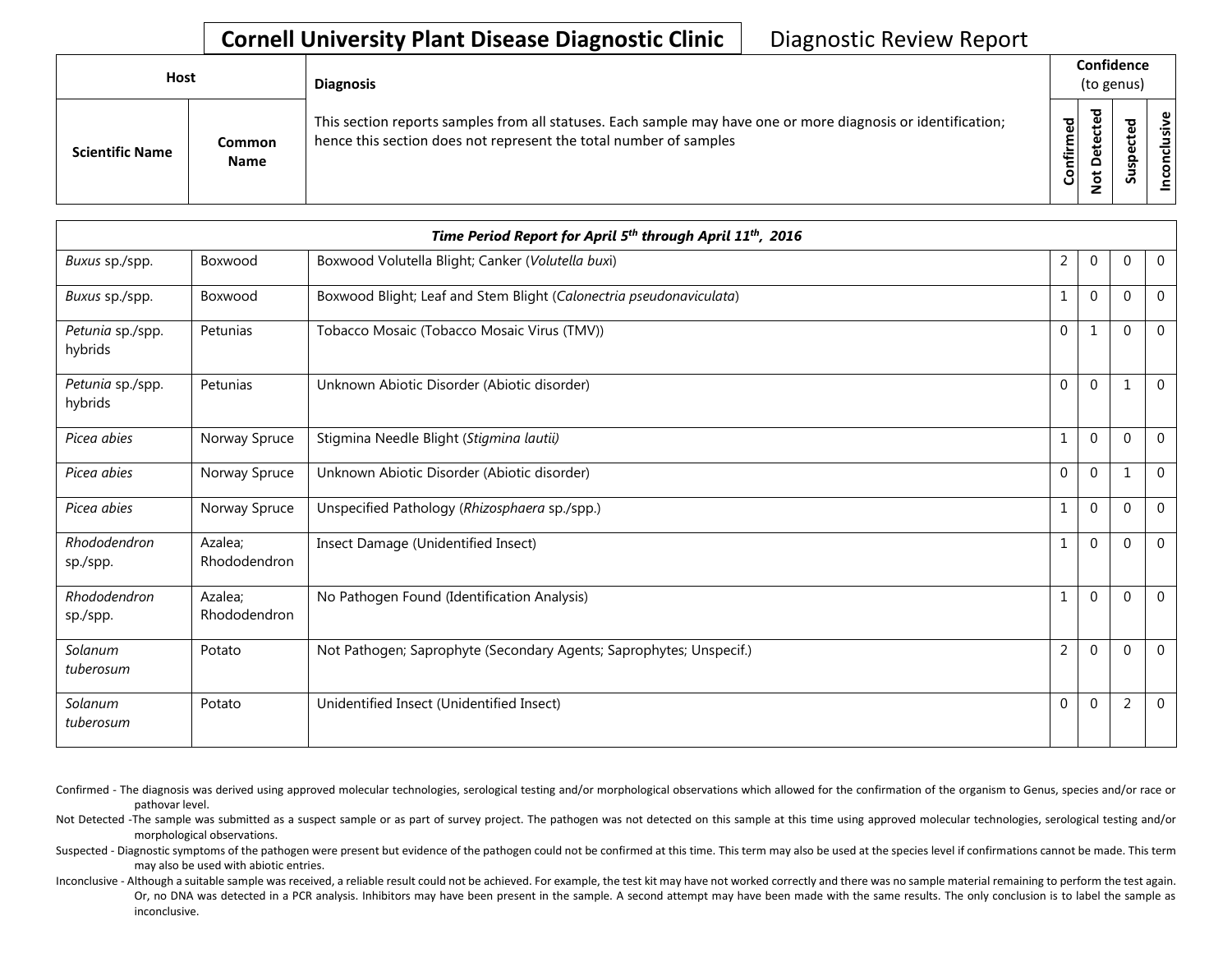# Cornell University Plant Disease Diagnostic Clinic

Diagnostic Review Report

| Host | | Diagnosis | Confidence (to genus) | | | |
|---|---|---|---|---|---|---|
| Scientific Name | Common Name | This section reports samples from all statuses. Each sample may have one or more diagnosis or identification; hence this section does not represent the total number of samples | Confirmed | Not Detected | Suspected | Inconclusive |
| ***Time Period Report for April 5th through April 11th, 2016*** | | | | | | |
| *Buxus* sp./spp. | Boxwood | Boxwood Volutella Blight; Canker (*Volutella buxi*) | 2 | 0 | 0 | 0 |
| *Buxus* sp./spp. | Boxwood | Boxwood Blight; Leaf and Stem Blight (*Calonectria pseudonaviculata*) | 1 | 0 | 0 | 0 |
| *Petunia* sp./spp. hybrids | Petunias | Tobacco Mosaic (Tobacco Mosaic Virus (TMV)) | 0 | 1 | 0 | 0 |
| *Petunia* sp./spp. hybrids | Petunias | Unknown Abiotic Disorder (Abiotic disorder) | 0 | 0 | 1 | 0 |
| *Picea abies* | Norway Spruce | Stigmina Needle Blight (*Stigmina lautii)* | 1 | 0 | 0 | 0 |
| *Picea abies* | Norway Spruce | Unknown Abiotic Disorder (Abiotic disorder) | 0 | 0 | 1 | 0 |
| *Picea abies* | Norway Spruce | Unspecified Pathology (*Rhizosphaera* sp./spp.) | 1 | 0 | 0 | 0 |
| *Rhododendron* sp./spp. | Azalea; Rhododendron | Insect Damage (Unidentified Insect) | 1 | 0 | 0 | 0 |
| *Rhododendron* sp./spp. | Azalea; Rhododendron | No Pathogen Found (Identification Analysis) | 1 | 0 | 0 | 0 |
| *Solanum tuberosum* | Potato | Not Pathogen; Saprophyte (Secondary Agents; Saprophytes; Unspecif.) | 2 | 0 | 0 | 0 |
| *Solanum tuberosum* | Potato | Unidentified Insect (Unidentified Insect) | 0 | 0 | 2 | 0 |

Confirmed - The diagnosis was derived using approved molecular technologies, serological testing and/or morphological observations which allowed for the confirmation of the organism to Genus, species and/or race or pathovar level.

Not Detected -The sample was submitted as a suspect sample or as part of survey project. The pathogen was not detected on this sample at this time using approved molecular technologies, serological testing and/or morphological observations.

Suspected - Diagnostic symptoms of the pathogen were present but evidence of the pathogen could not be confirmed at this time. This term may also be used at the species level if confirmations cannot be made. This term may also be used with abiotic entries.

Inconclusive - Although a suitable sample was received, a reliable result could not be achieved. For example, the test kit may have not worked correctly and there was no sample material remaining to perform the test again. Or, no DNA was detected in a PCR analysis. Inhibitors may have been present in the sample. A second attempt may have been made with the same results. The only conclusion is to label the sample as inconclusive.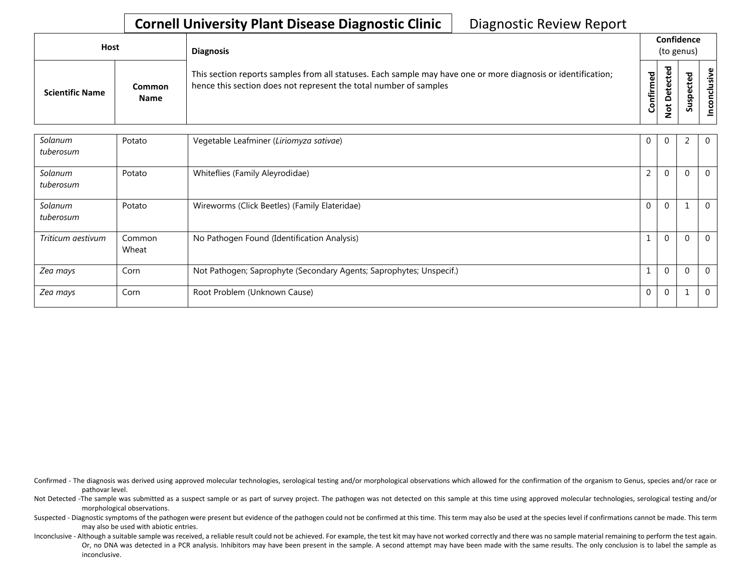| Cornell University Plant Disease Diagnostic Clinic | | Diagnostic Review Report | | | | |
|---|---|---|---|---|---|---|
| **Host** | | **Diagnosis** | **Confidence** (to genus) | | | |
| **Scientific Name** | **Common Name** | This section reports samples from all statuses. Each sample may have one or more diagnosis or identification; hence this section does not represent the total number of samples | **Confirmed** | **Not Detected** | **Suspected** | **Inconclusive** |
| *Solanum tuberosum* | Potato | Vegetable Leafminer (*Liriomyza sativae*) | 0 | 0 | 2 | 0 |
| *Solanum tuberosum* | Potato | Whiteflies (Family Aleyrodidae) | 2 | 0 | 0 | 0 |
| *Solanum tuberosum* | Potato | Wireworms (Click Beetles) (Family Elateridae) | 0 | 0 | 1 | 0 |
| *Triticum aestivum* | Common Wheat | No Pathogen Found (Identification Analysis) | 1 | 0 | 0 | 0 |
| *Zea mays* | Corn | Not Pathogen; Saprophyte (Secondary Agents; Saprophytes; Unspecif.) | 1 | 0 | 0 | 0 |
| *Zea mays* | Corn | Root Problem (Unknown Cause) | 0 | 0 | 1 | 0 |

Confirmed - The diagnosis was derived using approved molecular technologies, serological testing and/or morphological observations which allowed for the confirmation of the organism to Genus, species and/or race or pathovar level.

Not Detected -The sample was submitted as a suspect sample or as part of survey project. The pathogen was not detected on this sample at this time using approved molecular technologies, serological testing and/or morphological observations.

Suspected - Diagnostic symptoms of the pathogen were present but evidence of the pathogen could not be confirmed at this time. This term may also be used at the species level if confirmations cannot be made. This term may also be used with abiotic entries.

Inconclusive - Although a suitable sample was received, a reliable result could not be achieved. For example, the test kit may have not worked correctly and there was no sample material remaining to perform the test again. Or, no DNA was detected in a PCR analysis. Inhibitors may have been present in the sample. A second attempt may have been made with the same results. The only conclusion is to label the sample as inconclusive.